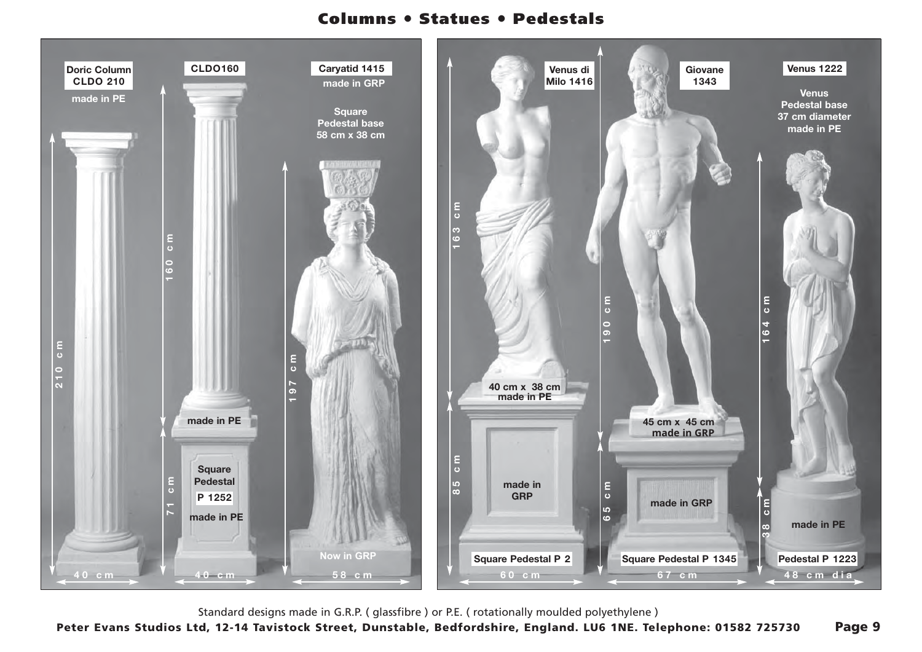# Columns • Statues • Pedestals

**Doric Column CLDO 210**
made in PE
210 cm
40 cm

**CLDO160**
160 cm
made in PE

**Square Pedestal P 1252**
made in PE
71 cm
40 cm

**Caryatid 1415**
made in GRP
Square Pedestal base 58 cm x 38 cm
197 cm
Now in GRP
58 cm

**Venus di Milo 1416**
163 cm
40 cm x 38 cm made in PE

**Square Pedestal P 2**
made in GRP
85 cm
60 cm

**Giovane 1343**
190 cm
45 cm x 45 cm made in GRP

**Square Pedestal P 1345**
made in GRP
65 cm
67 cm

**Venus 1222**
Venus Pedestal base 37 cm diameter made in PE
164 cm

**Pedestal P 1223**
made in PE
38 cm
48 cm dia

Standard designs made in G.R.P. ( glassfibre ) or P.E. ( rotationally moulded polyethylene )

**Peter Evans Studios Ltd, 12-14 Tavistock Street, Dunstable, Bedfordshire, England. LU6 1NE. Telephone: 01582 725730**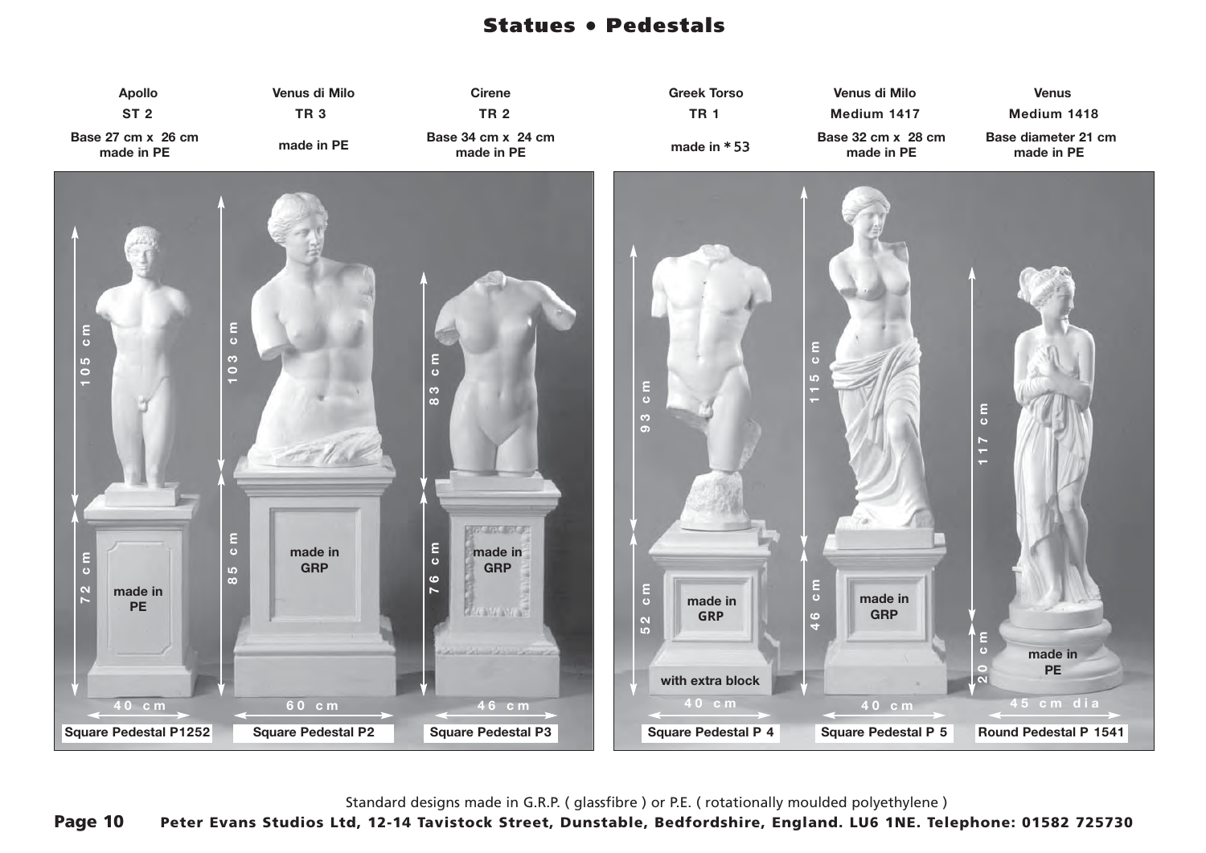# Statues • Pedestals

**Apollo**
**ST 2**
**Base 27 cm x 26 cm made in PE**

**Venus di Milo**
**TR 3**
**made in PE**

**Cirene**
**TR 2**
**Base 34 cm x 24 cm made in PE**

**Greek Torso**
**TR 1**
**made in * 53**

**Venus di Milo**
**Medium 1417**
**Base 32 cm x 28 cm made in PE**

**Venus**
**Medium 1418**
**Base diameter 21 cm made in PE**

105 cm
72 cm
made in PE
40 cm
**Square Pedestal P1252**

103 cm
85 cm
made in GRP
60 cm
**Square Pedestal P2**

83 cm
76 cm
made in GRP
46 cm
**Square Pedestal P3**

93 cm
52 cm
made in GRP
with extra block
40 cm
**Square Pedestal P 4**

115 cm
46 cm
made in GRP
40 cm
**Square Pedestal P 5**

117 cm
20 cm
made in PE
45 cm dia
**Round Pedestal P 1541**

Standard designs made in G.R.P. ( glassfibre ) or P.E. ( rotationally moulded polyethylene )

**Peter Evans Studios Ltd, 12-14 Tavistock Street, Dunstable, Bedfordshire, England. LU6 1NE. Telephone: 01582 725730**